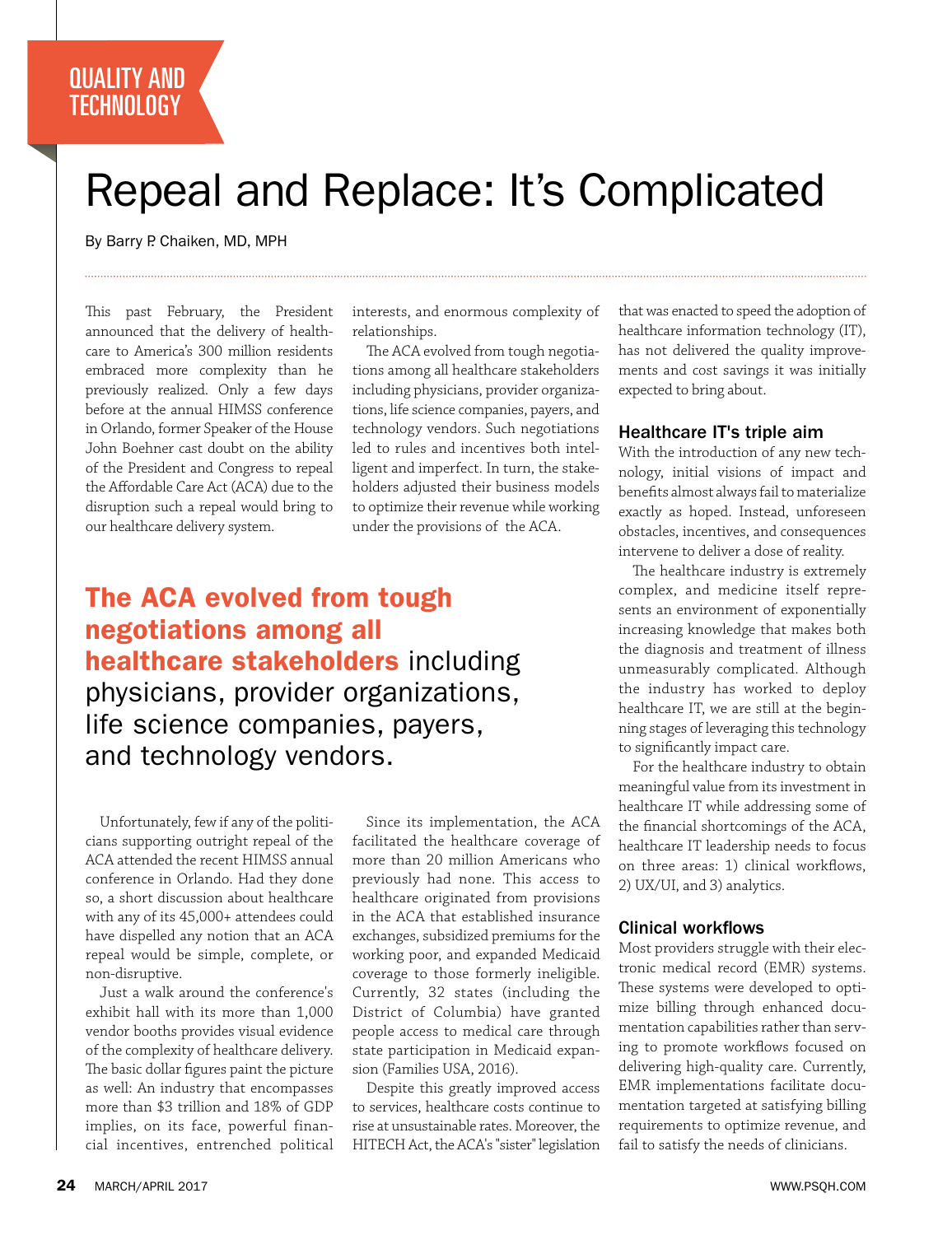QUALITY AND TECHNOLOGY

# Repeal and Replace: It's Complicated

By Barry P. Chaiken, MD, MPH

This past February, the President announced that the delivery of healthcare to America's 300 million residents embraced more complexity than he previously realized. Only a few days before at the annual HIMSS conference in Orlando, former Speaker of the House John Boehner cast doubt on the ability of the President and Congress to repeal the Affordable Care Act (ACA) due to the disruption such a repeal would bring to our healthcare delivery system.

Unfortunately, few if any of the politicians supporting outright repeal of the ACA attended the recent HIMSS annual conference in Orlando. Had they done so, a short discussion about healthcare with any of its 45,000+ attendees could have dispelled any notion that an ACA repeal would be simple, complete, or non-disruptive.

Just a walk around the conference's exhibit hall with its more than 1,000 vendor booths provides visual evidence of the complexity of healthcare delivery. The basic dollar figures paint the picture as well: An industry that encompasses more than $3 trillion and 18% of GDP implies, on its face, powerful financial incentives, entrenched political interests, and enormous complexity of relationships.

The ACA evolved from tough negotiations among all healthcare stakeholders including physicians, provider organizations, life science companies, payers, and technology vendors. Such negotiations led to rules and incentives both intelligent and imperfect. In turn, the stakeholders adjusted their business models to optimize their revenue while working under the provisions of the ACA.

> **The ACA evolved from tough negotiations among all healthcare stakeholders** including physicians, provider organizations, life science companies, payers, and technology vendors.

Since its implementation, the ACA facilitated the healthcare coverage of more than 20 million Americans who previously had none. This access to healthcare originated from provisions in the ACA that established insurance exchanges, subsidized premiums for the working poor, and expanded Medicaid coverage to those formerly ineligible. Currently, 32 states (including the District of Columbia) have granted people access to medical care through state participation in Medicaid expansion (Families USA, 2016).

Despite this greatly improved access to services, healthcare costs continue to rise at unsustainable rates. Moreover, the HITECH Act, the ACA's "sister" legislation that was enacted to speed the adoption of healthcare information technology (IT), has not delivered the quality improvements and cost savings it was initially expected to bring about.

### Healthcare IT's triple aim

With the introduction of any new technology, initial visions of impact and benefits almost always fail to materialize exactly as hoped. Instead, unforeseen obstacles, incentives, and consequences intervene to deliver a dose of reality.

The healthcare industry is extremely complex, and medicine itself represents an environment of exponentially increasing knowledge that makes both the diagnosis and treatment of illness unmeasurably complicated. Although the industry has worked to deploy healthcare IT, we are still at the beginning stages of leveraging this technology to significantly impact care.

For the healthcare industry to obtain meaningful value from its investment in healthcare IT while addressing some of the financial shortcomings of the ACA, healthcare IT leadership needs to focus on three areas: 1) clinical workflows, 2) UX/UI, and 3) analytics.

### Clinical workflows

Most providers struggle with their electronic medical record (EMR) systems. These systems were developed to optimize billing through enhanced documentation capabilities rather than serving to promote workflows focused on delivering high-quality care. Currently, EMR implementations facilitate documentation targeted at satisfying billing requirements to optimize revenue, and fail to satisfy the needs of clinicians.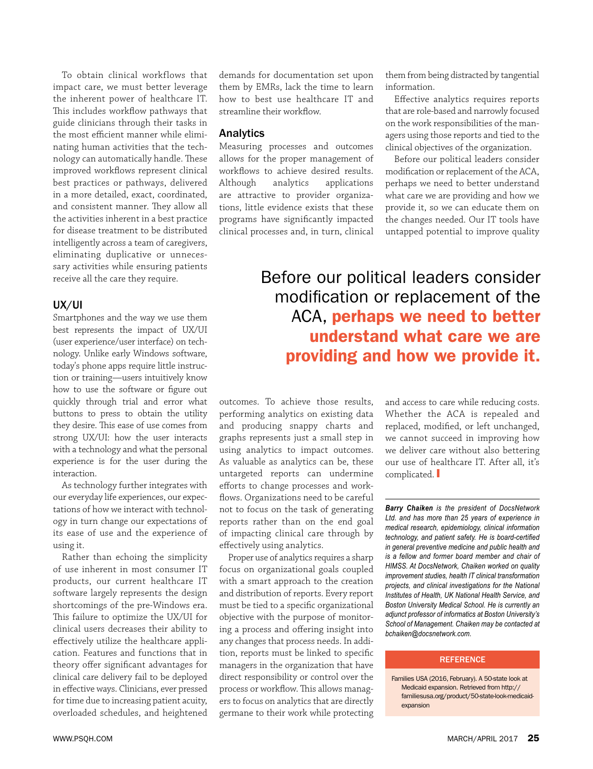To obtain clinical workflows that impact care, we must better leverage the inherent power of healthcare IT. This includes workflow pathways that guide clinicians through their tasks in the most efficient manner while eliminating human activities that the technology can automatically handle. These improved workflows represent clinical best practices or pathways, delivered in a more detailed, exact, coordinated, and consistent manner. They allow all the activities inherent in a best practice for disease treatment to be distributed intelligently across a team of caregivers, eliminating duplicative or unnecessary activities while ensuring patients receive all the care they require.

## UX/UI

Smartphones and the way we use them best represents the impact of UX/UI (user experience/user interface) on technology. Unlike early Windows software, today's phone apps require little instruction or training—users intuitively know how to use the software or figure out quickly through trial and error what buttons to press to obtain the utility they desire. This ease of use comes from strong UX/UI: how the user interacts with a technology and what the personal experience is for the user during the interaction.

As technology further integrates with our everyday life experiences, our expectations of how we interact with technology in turn change our expectations of its ease of use and the experience of using it.

Rather than echoing the simplicity of use inherent in most consumer IT products, our current healthcare IT software largely represents the design shortcomings of the pre-Windows era. This failure to optimize the UX/UI for clinical users decreases their ability to effectively utilize the healthcare application. Features and functions that in theory offer significant advantages for clinical care delivery fail to be deployed in effective ways. Clinicians, ever pressed for time due to increasing patient acuity, overloaded schedules, and heightened demands for documentation set upon them by EMRs, lack the time to learn how to best use healthcare IT and streamline their workflow.

## Analytics

Measuring processes and outcomes allows for the proper management of workflows to achieve desired results. Although analytics applications are attractive to provider organizations, little evidence exists that these programs have significantly impacted clinical processes and, in turn, clinical outcomes. To achieve those results, performing analytics on existing data and producing snappy charts and graphs represents just a small step in using analytics to impact outcomes. As valuable as analytics can be, these untargeted reports can undermine efforts to change processes and workflows. Organizations need to be careful not to focus on the task of generating reports rather than on the end goal of impacting clinical care through by effectively using analytics.

Proper use of analytics requires a sharp focus on organizational goals coupled with a smart approach to the creation and distribution of reports. Every report must be tied to a specific organizational objective with the purpose of monitoring a process and offering insight into any changes that process needs. In addition, reports must be linked to specific managers in the organization that have direct responsibility or control over the process or workflow. This allows managers to focus on analytics that are directly germane to their work while protecting them from being distracted by tangential information.

Effective analytics requires reports that are role-based and narrowly focused on the work responsibilities of the managers using those reports and tied to the clinical objectives of the organization.

Before our political leaders consider modification or replacement of the ACA, perhaps we need to better understand what care we are providing and how we provide it, so we can educate them on the changes needed. Our IT tools have untapped potential to improve quality and access to care while reducing costs. Whether the ACA is repealed and replaced, modified, or left unchanged, we cannot succeed in improving how we deliver care without also bettering our use of healthcare IT. After all, it's complicated.

> Before our political leaders consider modification or replacement of the ACA, **perhaps we need to better understand what care we are providing and how we provide it.**

***Barry Chaiken** is the president of DocsNetwork Ltd. and has more than 25 years of experience in medical research, epidemiology, clinical information technology, and patient safety. He is board-certified in general preventive medicine and public health and is a fellow and former board member and chair of HIMSS. At DocsNetwork, Chaiken worked on quality improvement studies, health IT clinical transformation projects, and clinical investigations for the National Institutes of Health, UK National Health Service, and Boston University Medical School. He is currently an adjunct professor of informatics at Boston University's School of Management. Chaiken may be contacted at bchaiken@docsnetwork.com.*

## REFERENCE

Families USA (2016, February). A 50-state look at Medicaid expansion. Retrieved from http://familiesusa.org/product/50-state-look-medicaid-expansion